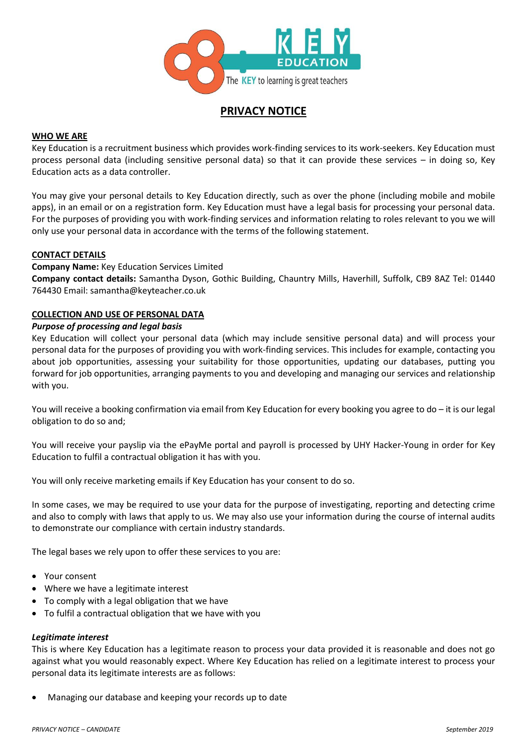# PRIVACY NOTICE

## WHO WE ARE

Key Education is a recruitment business which provides work-finding services to its work-seekers. Key Education must process personal data (including sensitive personal data) so that it can provide these services – in doing so, Key Education acts as a data controller.

You may give your personal details to Key Education directly, such as over the phone (including mobile and mobile apps), in an email or on a registration form. Key Education must have a legal basis for processing your personal data. For the purposes of providing you with work-finding services and information relating to roles relevant to you we will only use your personal data in accordance with the terms of the following statement.

## CONTACT DETAILS

**Company Name:** Key Education Services Limited
**Company contact details:** Samantha Dyson, Gothic Building, Chauntry Mills, Haverhill, Suffolk, CB9 8AZ Tel: 01440 764430 Email: samantha@keyteacher.co.uk

## COLLECTION AND USE OF PERSONAL DATA

### *Purpose of processing and legal basis*

Key Education will collect your personal data (which may include sensitive personal data) and will process your personal data for the purposes of providing you with work-finding services. This includes for example, contacting you about job opportunities, assessing your suitability for those opportunities, updating our databases, putting you forward for job opportunities, arranging payments to you and developing and managing our services and relationship with you.

You will receive a booking confirmation via email from Key Education for every booking you agree to do – it is our legal obligation to do so and;

You will receive your payslip via the ePayMe portal and payroll is processed by UHY Hacker-Young in order for Key Education to fulfil a contractual obligation it has with you.

You will only receive marketing emails if Key Education has your consent to do so.

In some cases, we may be required to use your data for the purpose of investigating, reporting and detecting crime and also to comply with laws that apply to us. We may also use your information during the course of internal audits to demonstrate our compliance with certain industry standards.

The legal bases we rely upon to offer these services to you are:

- Your consent
- Where we have a legitimate interest
- To comply with a legal obligation that we have
- To fulfil a contractual obligation that we have with you

### *Legitimate interest*

This is where Key Education has a legitimate reason to process your data provided it is reasonable and does not go against what you would reasonably expect. Where Key Education has relied on a legitimate interest to process your personal data its legitimate interests are as follows:

- Managing our database and keeping your records up to date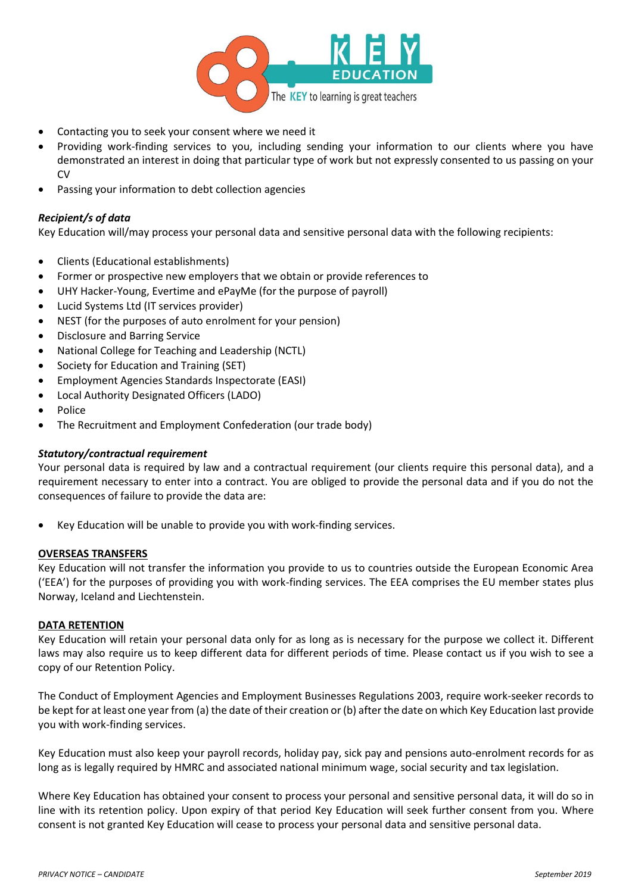- Contacting you to seek your consent where we need it
- Providing work-finding services to you, including sending your information to our clients where you have demonstrated an interest in doing that particular type of work but not expressly consented to us passing on your CV
- Passing your information to debt collection agencies

***Recipient/s of data***

Key Education will/may process your personal data and sensitive personal data with the following recipients:

- Clients (Educational establishments)
- Former or prospective new employers that we obtain or provide references to
- UHY Hacker-Young, Evertime and ePayMe (for the purpose of payroll)
- Lucid Systems Ltd (IT services provider)
- NEST (for the purposes of auto enrolment for your pension)
- Disclosure and Barring Service
- National College for Teaching and Leadership (NCTL)
- Society for Education and Training (SET)
- Employment Agencies Standards Inspectorate (EASI)
- Local Authority Designated Officers (LADO)
- Police
- The Recruitment and Employment Confederation (our trade body)

***Statutory/contractual requirement***

Your personal data is required by law and a contractual requirement (our clients require this personal data), and a requirement necessary to enter into a contract. You are obliged to provide the personal data and if you do not the consequences of failure to provide the data are:

- Key Education will be unable to provide you with work-finding services.

## OVERSEAS TRANSFERS

Key Education will not transfer the information you provide to us to countries outside the European Economic Area ('EEA') for the purposes of providing you with work-finding services. The EEA comprises the EU member states plus Norway, Iceland and Liechtenstein.

## DATA RETENTION

Key Education will retain your personal data only for as long as is necessary for the purpose we collect it. Different laws may also require us to keep different data for different periods of time. Please contact us if you wish to see a copy of our Retention Policy.

The Conduct of Employment Agencies and Employment Businesses Regulations 2003, require work-seeker records to be kept for at least one year from (a) the date of their creation or (b) after the date on which Key Education last provide you with work-finding services.

Key Education must also keep your payroll records, holiday pay, sick pay and pensions auto-enrolment records for as long as is legally required by HMRC and associated national minimum wage, social security and tax legislation.

Where Key Education has obtained your consent to process your personal and sensitive personal data, it will do so in line with its retention policy. Upon expiry of that period Key Education will seek further consent from you. Where consent is not granted Key Education will cease to process your personal data and sensitive personal data.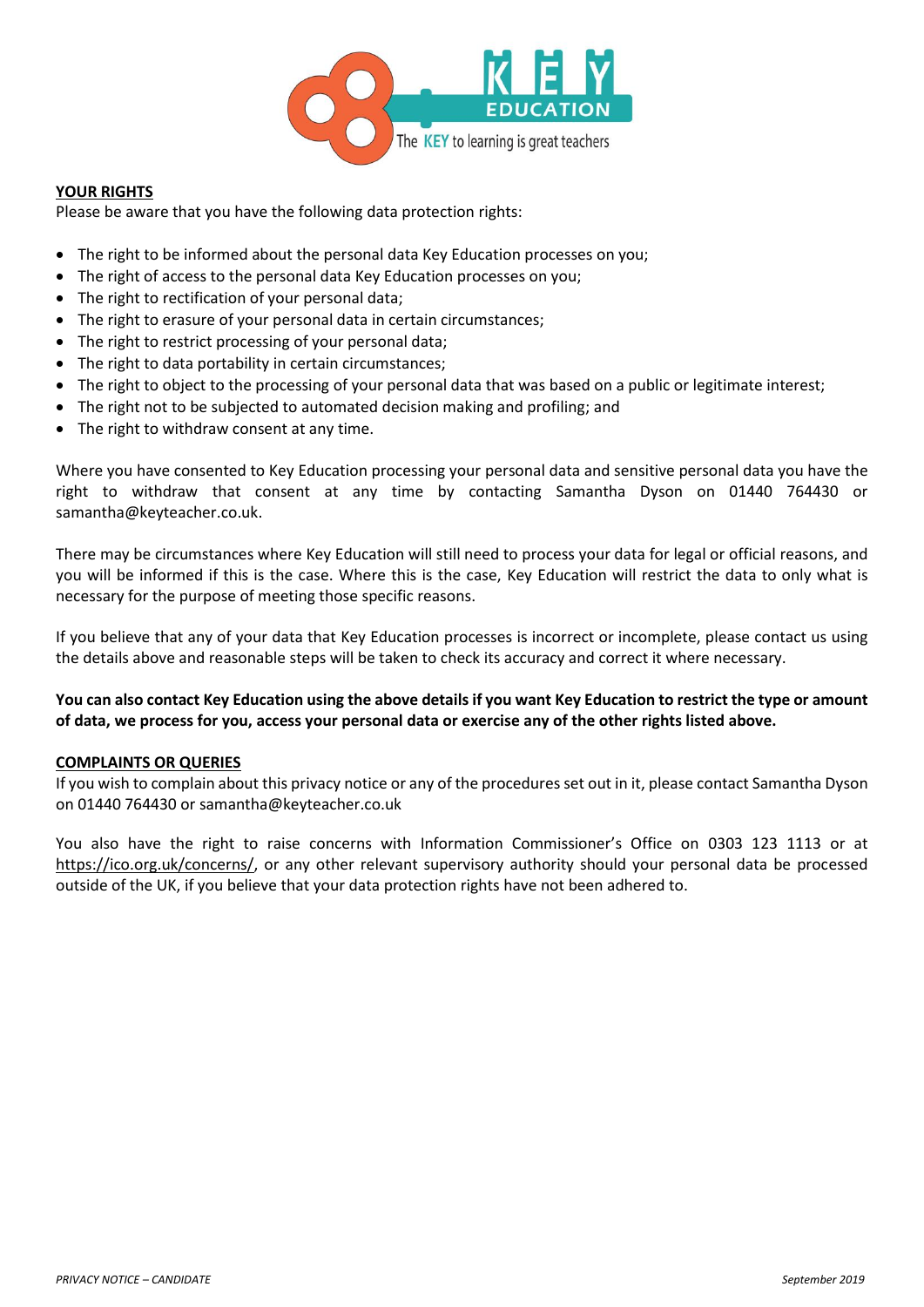**YOUR RIGHTS**

Please be aware that you have the following data protection rights:

- The right to be informed about the personal data Key Education processes on you;
- The right of access to the personal data Key Education processes on you;
- The right to rectification of your personal data;
- The right to erasure of your personal data in certain circumstances;
- The right to restrict processing of your personal data;
- The right to data portability in certain circumstances;
- The right to object to the processing of your personal data that was based on a public or legitimate interest;
- The right not to be subjected to automated decision making and profiling; and
- The right to withdraw consent at any time.

Where you have consented to Key Education processing your personal data and sensitive personal data you have the right to withdraw that consent at any time by contacting Samantha Dyson on 01440 764430 or samantha@keyteacher.co.uk.

There may be circumstances where Key Education will still need to process your data for legal or official reasons, and you will be informed if this is the case. Where this is the case, Key Education will restrict the data to only what is necessary for the purpose of meeting those specific reasons.

If you believe that any of your data that Key Education processes is incorrect or incomplete, please contact us using the details above and reasonable steps will be taken to check its accuracy and correct it where necessary.

**You can also contact Key Education using the above details if you want Key Education to restrict the type or amount of data, we process for you, access your personal data or exercise any of the other rights listed above.**

**COMPLAINTS OR QUERIES**

If you wish to complain about this privacy notice or any of the procedures set out in it, please contact Samantha Dyson on 01440 764430 or samantha@keyteacher.co.uk

You also have the right to raise concerns with Information Commissioner's Office on 0303 123 1113 or at https://ico.org.uk/concerns/, or any other relevant supervisory authority should your personal data be processed outside of the UK, if you believe that your data protection rights have not been adhered to.